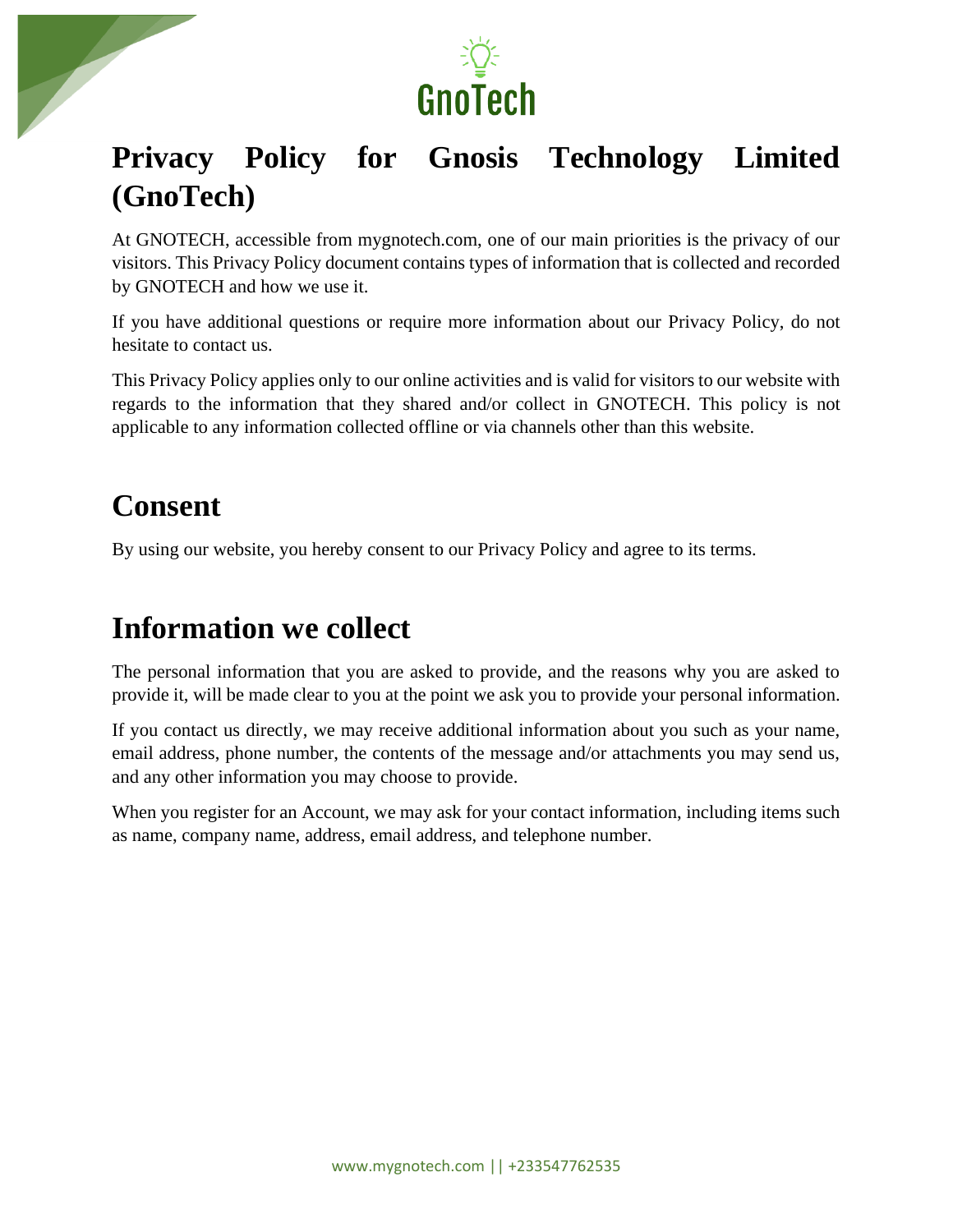# Privacy Policy for Gnosis Technology Limited (GnoTech)

At GNOTECH, accessible from mygnotech.com, one of our main priorities is the privacy of our visitors. This Privacy Policy document contains types of information that is collected and recorded by GNOTECH and how we use it.

If you have additional questions or require more information about our Privacy Policy, do not hesitate to contact us.

This Privacy Policy applies only to our online activities and is valid for visitors to our website with regards to the information that they shared and/or collect in GNOTECH. This policy is not applicable to any information collected offline or via channels other than this website.

## Consent

By using our website, you hereby consent to our Privacy Policy and agree to its terms.

## Information we collect

The personal information that you are asked to provide, and the reasons why you are asked to provide it, will be made clear to you at the point we ask you to provide your personal information.

If you contact us directly, we may receive additional information about you such as your name, email address, phone number, the contents of the message and/or attachments you may send us, and any other information you may choose to provide.

When you register for an Account, we may ask for your contact information, including items such as name, company name, address, email address, and telephone number.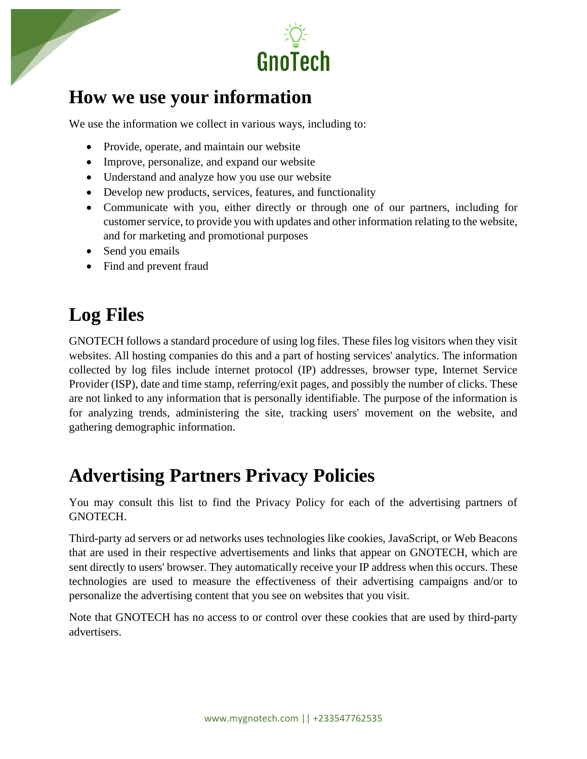## How we use your information

We use the information we collect in various ways, including to:

- Provide, operate, and maintain our website
- Improve, personalize, and expand our website
- Understand and analyze how you use our website
- Develop new products, services, features, and functionality
- Communicate with you, either directly or through one of our partners, including for customer service, to provide you with updates and other information relating to the website, and for marketing and promotional purposes
- Send you emails
- Find and prevent fraud

## Log Files

GNOTECH follows a standard procedure of using log files. These files log visitors when they visit websites. All hosting companies do this and a part of hosting services' analytics. The information collected by log files include internet protocol (IP) addresses, browser type, Internet Service Provider (ISP), date and time stamp, referring/exit pages, and possibly the number of clicks. These are not linked to any information that is personally identifiable. The purpose of the information is for analyzing trends, administering the site, tracking users' movement on the website, and gathering demographic information.

## Advertising Partners Privacy Policies

You may consult this list to find the Privacy Policy for each of the advertising partners of GNOTECH.

Third-party ad servers or ad networks uses technologies like cookies, JavaScript, or Web Beacons that are used in their respective advertisements and links that appear on GNOTECH, which are sent directly to users' browser. They automatically receive your IP address when this occurs. These technologies are used to measure the effectiveness of their advertising campaigns and/or to personalize the advertising content that you see on websites that you visit.

Note that GNOTECH has no access to or control over these cookies that are used by third-party advertisers.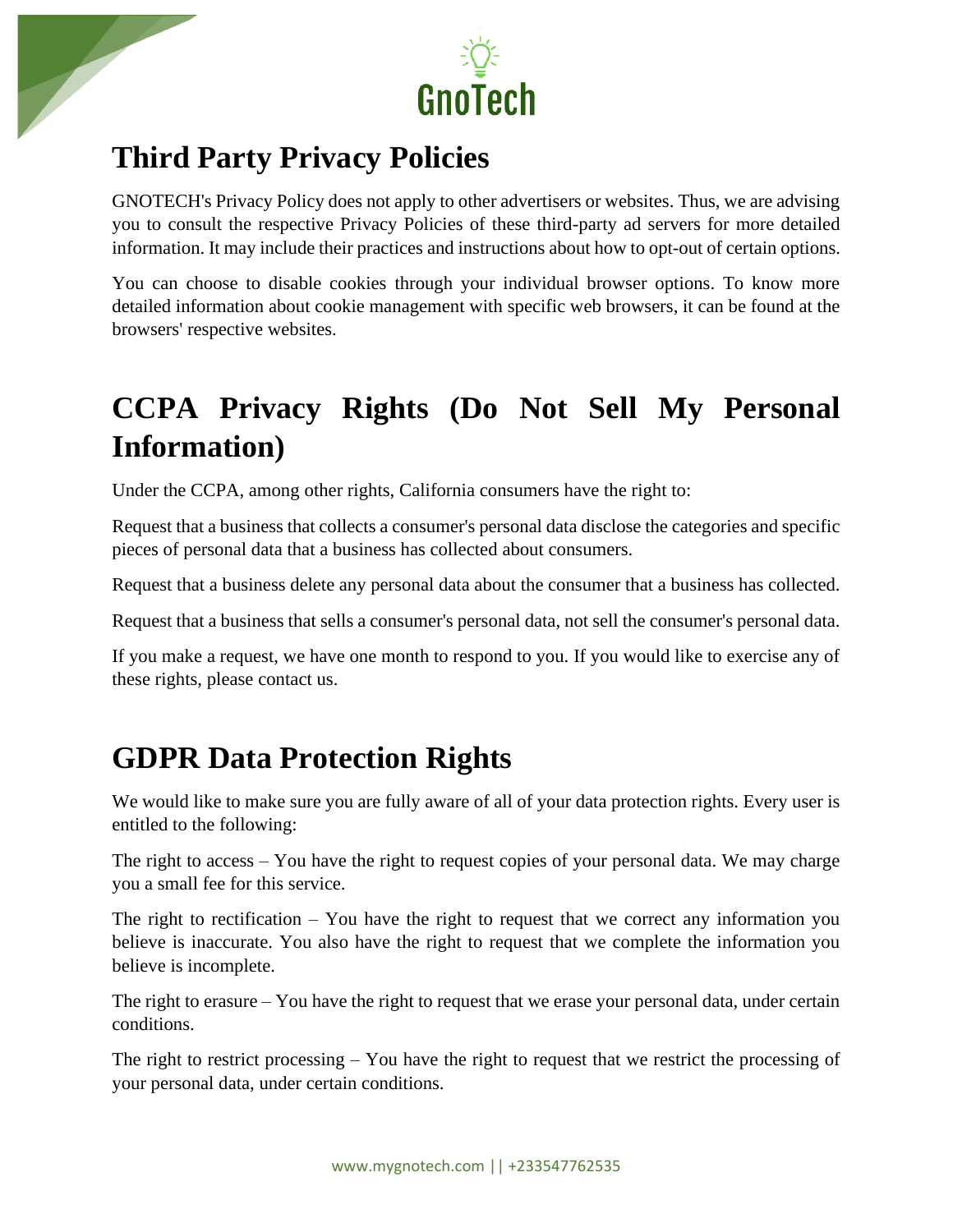## Third Party Privacy Policies

GNOTECH's Privacy Policy does not apply to other advertisers or websites. Thus, we are advising you to consult the respective Privacy Policies of these third-party ad servers for more detailed information. It may include their practices and instructions about how to opt-out of certain options.

You can choose to disable cookies through your individual browser options. To know more detailed information about cookie management with specific web browsers, it can be found at the browsers' respective websites.

## CCPA Privacy Rights (Do Not Sell My Personal Information)

Under the CCPA, among other rights, California consumers have the right to:

Request that a business that collects a consumer's personal data disclose the categories and specific pieces of personal data that a business has collected about consumers.

Request that a business delete any personal data about the consumer that a business has collected.

Request that a business that sells a consumer's personal data, not sell the consumer's personal data.

If you make a request, we have one month to respond to you. If you would like to exercise any of these rights, please contact us.

## GDPR Data Protection Rights

We would like to make sure you are fully aware of all of your data protection rights. Every user is entitled to the following:

The right to access – You have the right to request copies of your personal data. We may charge you a small fee for this service.

The right to rectification – You have the right to request that we correct any information you believe is inaccurate. You also have the right to request that we complete the information you believe is incomplete.

The right to erasure – You have the right to request that we erase your personal data, under certain conditions.

The right to restrict processing – You have the right to request that we restrict the processing of your personal data, under certain conditions.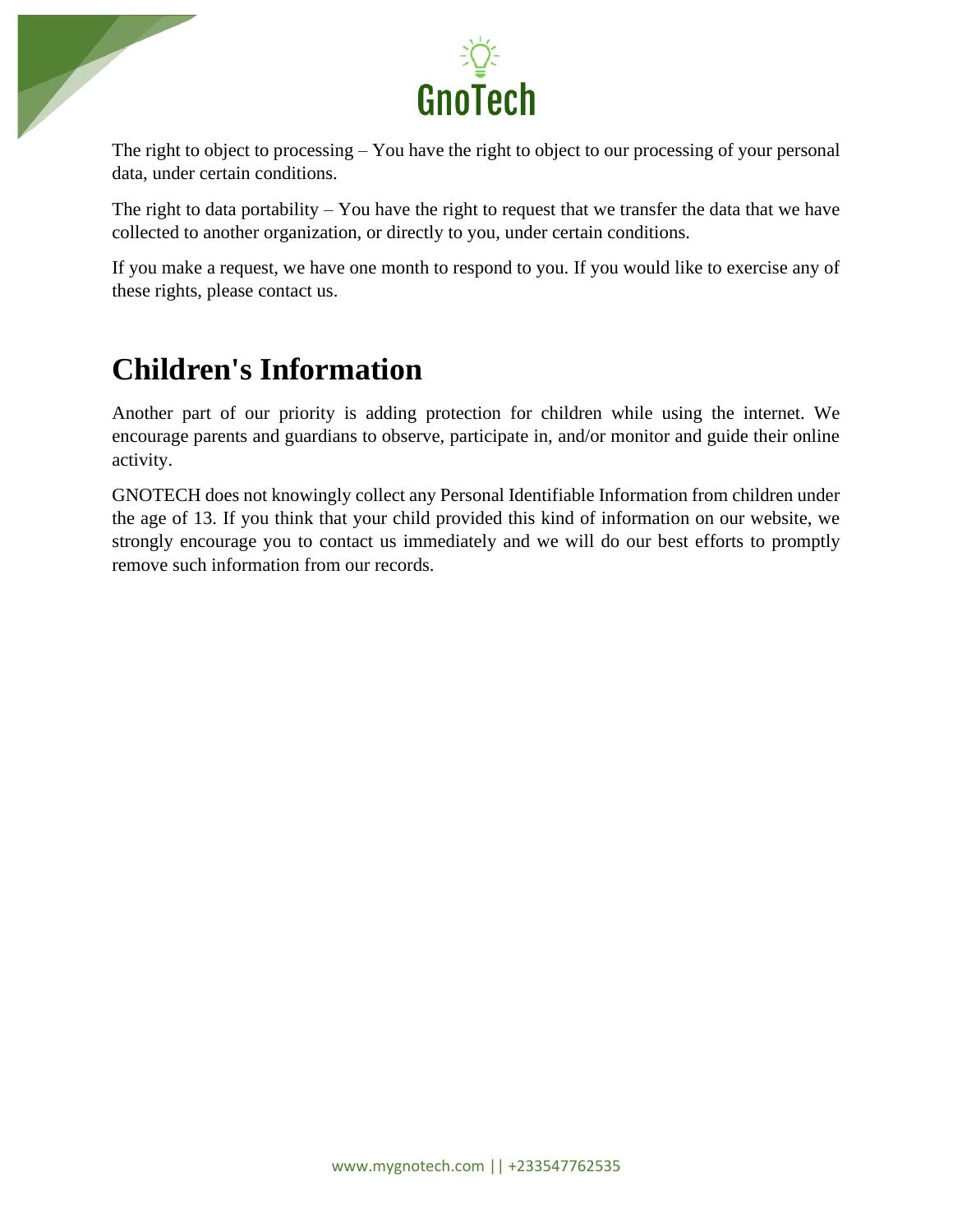The right to object to processing – You have the right to object to our processing of your personal data, under certain conditions.

The right to data portability – You have the right to request that we transfer the data that we have collected to another organization, or directly to you, under certain conditions.

If you make a request, we have one month to respond to you. If you would like to exercise any of these rights, please contact us.

# Children's Information

Another part of our priority is adding protection for children while using the internet. We encourage parents and guardians to observe, participate in, and/or monitor and guide their online activity.

GNOTECH does not knowingly collect any Personal Identifiable Information from children under the age of 13. If you think that your child provided this kind of information on our website, we strongly encourage you to contact us immediately and we will do our best efforts to promptly remove such information from our records.